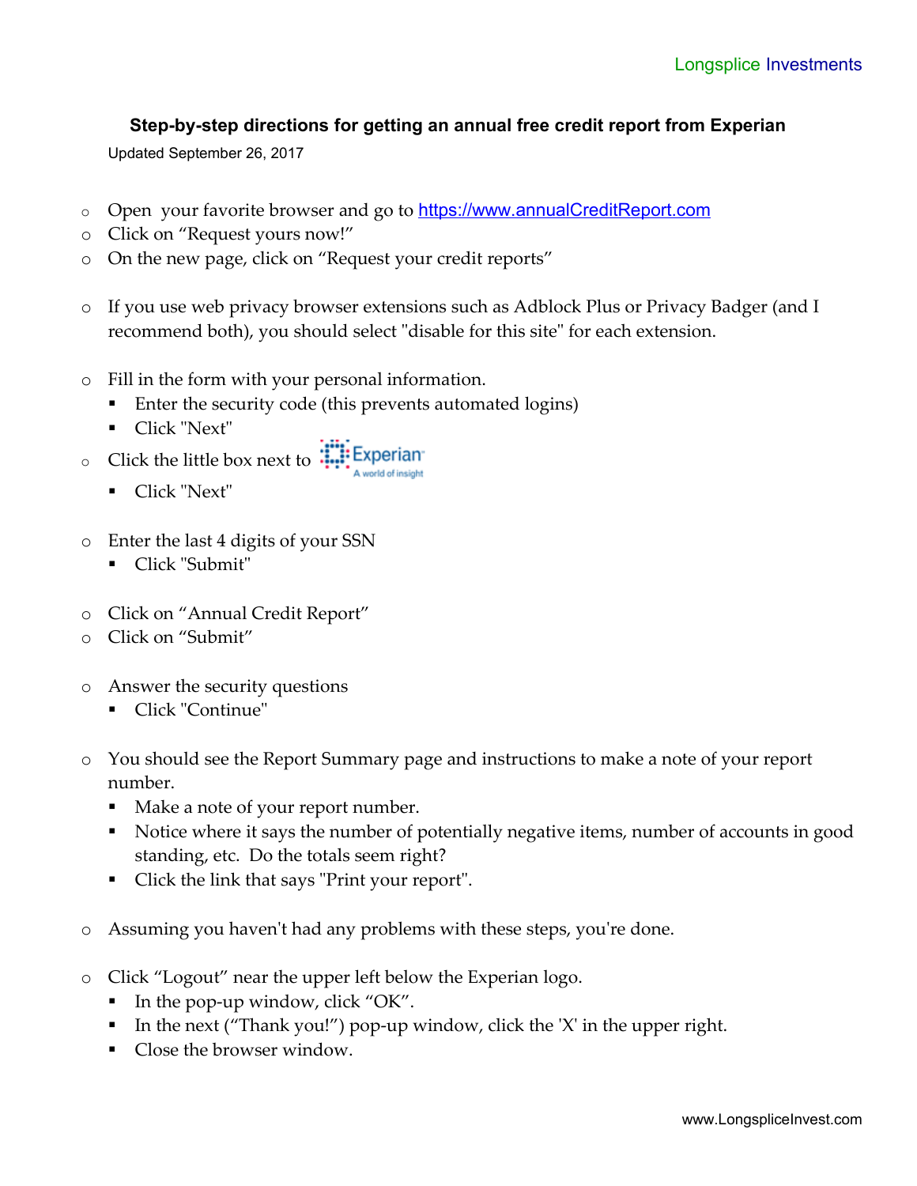Longsplice Investments

**Step-by-step directions for getting an annual free credit report from Experian**

Updated September 26, 2017

- Open your favorite browser and go to [https://www.annualCreditReport.com](https://www.annualCreditReport.com)
- Click on "Request yours now!"
- On the new page, click on "Request your credit reports"

- If you use web privacy browser extensions such as Adblock Plus or Privacy Badger (and I recommend both), you should select "disable for this site" for each extension.

- Fill in the form with your personal information.
  - Enter the security code (this prevents automated logins)
  - Click "Next"
- Click the little box next to Experian
  - Click "Next"

- Enter the last 4 digits of your SSN
  - Click "Submit"

- Click on "Annual Credit Report"
- Click on "Submit"

- Answer the security questions
  - Click "Continue"

- You should see the Report Summary page and instructions to make a note of your report number.
  - Make a note of your report number.
  - Notice where it says the number of potentially negative items, number of accounts in good standing, etc. Do the totals seem right?
  - Click the link that says "Print your report".

- Assuming you haven't had any problems with these steps, you're done.

- Click "Logout" near the upper left below the Experian logo.
  - In the pop-up window, click "OK".
  - In the next ("Thank you!") pop-up window, click the 'X' in the upper right.
  - Close the browser window.

www.LongspliceInvest.com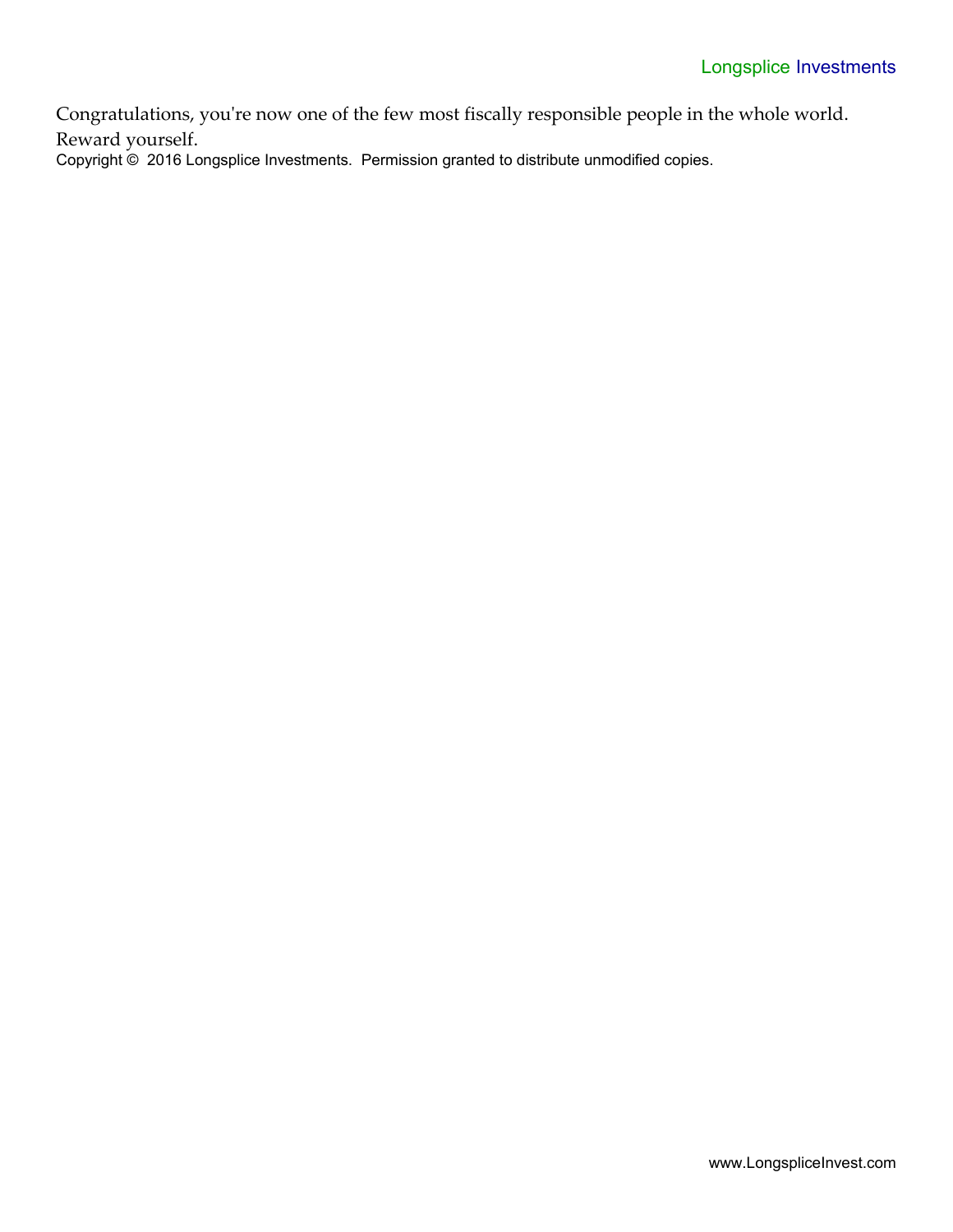Congratulations, you're now one of the few most fiscally responsible people in the whole world. Reward yourself.

Copyright © 2016 Longsplice Investments. Permission granted to distribute unmodified copies.